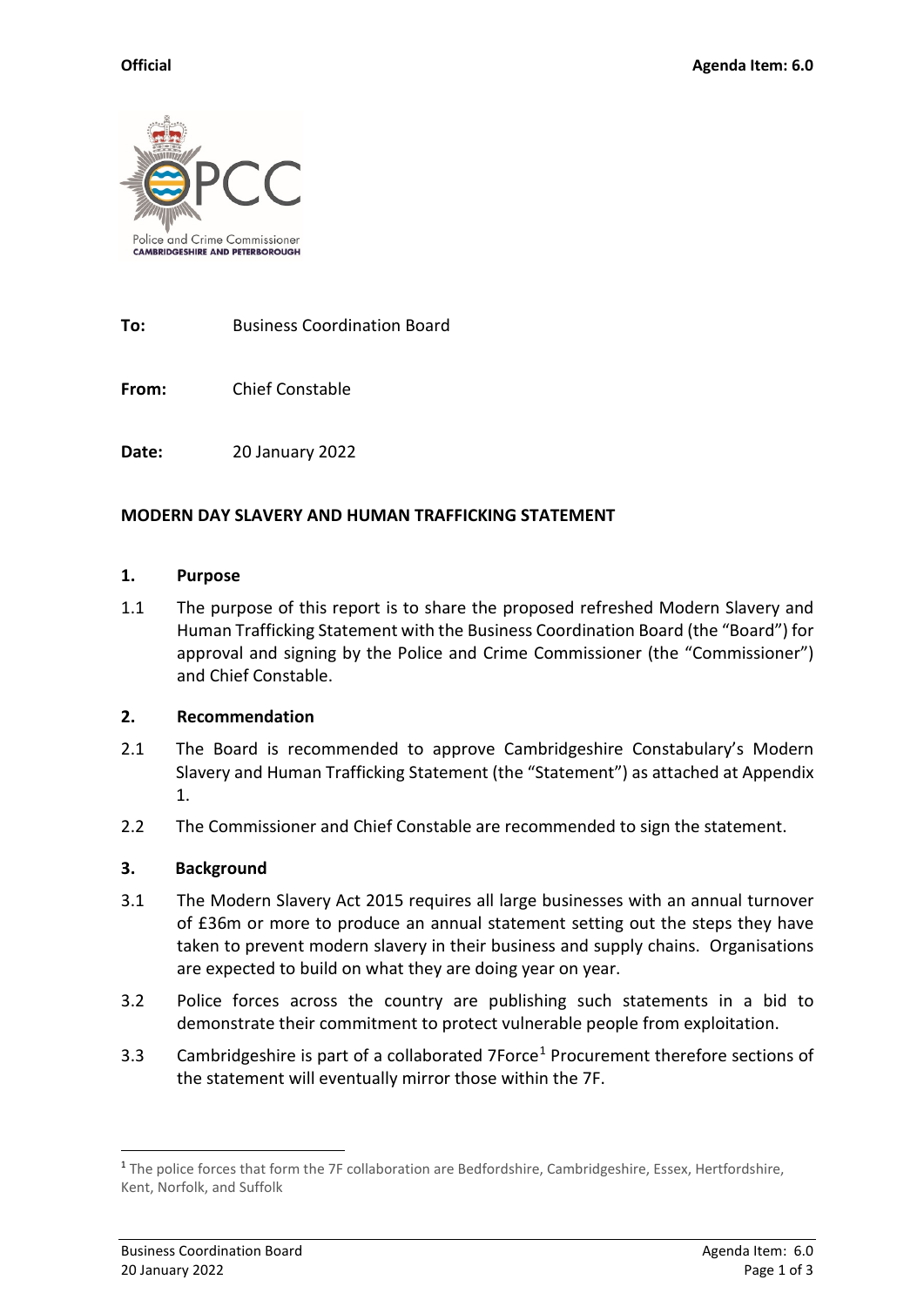**Official** **Agenda Item: 6.0**

Police and Crime Commissioner
CAMBRIDGESHIRE AND PETERBOROUGH

**To:** Business Coordination Board

**From:** Chief Constable

**Date:** 20 January 2022

**MODERN DAY SLAVERY AND HUMAN TRAFFICKING STATEMENT**

**1. Purpose**

1.1 The purpose of this report is to share the proposed refreshed Modern Slavery and Human Trafficking Statement with the Business Coordination Board (the "Board") for approval and signing by the Police and Crime Commissioner (the "Commissioner") and Chief Constable.

**2. Recommendation**

2.1 The Board is recommended to approve Cambridgeshire Constabulary's Modern Slavery and Human Trafficking Statement (the "Statement") as attached at Appendix 1.

2.2 The Commissioner and Chief Constable are recommended to sign the statement.

**3. Background**

3.1 The Modern Slavery Act 2015 requires all large businesses with an annual turnover of £36m or more to produce an annual statement setting out the steps they have taken to prevent modern slavery in their business and supply chains. Organisations are expected to build on what they are doing year on year.

3.2 Police forces across the country are publishing such statements in a bid to demonstrate their commitment to protect vulnerable people from exploitation.

3.3 Cambridgeshire is part of a collaborated 7Force[1] Procurement therefore sections of the statement will eventually mirror those within the 7F.

[1] The police forces that form the 7F collaboration are Bedfordshire, Cambridgeshire, Essex, Hertfordshire, Kent, Norfolk, and Suffolk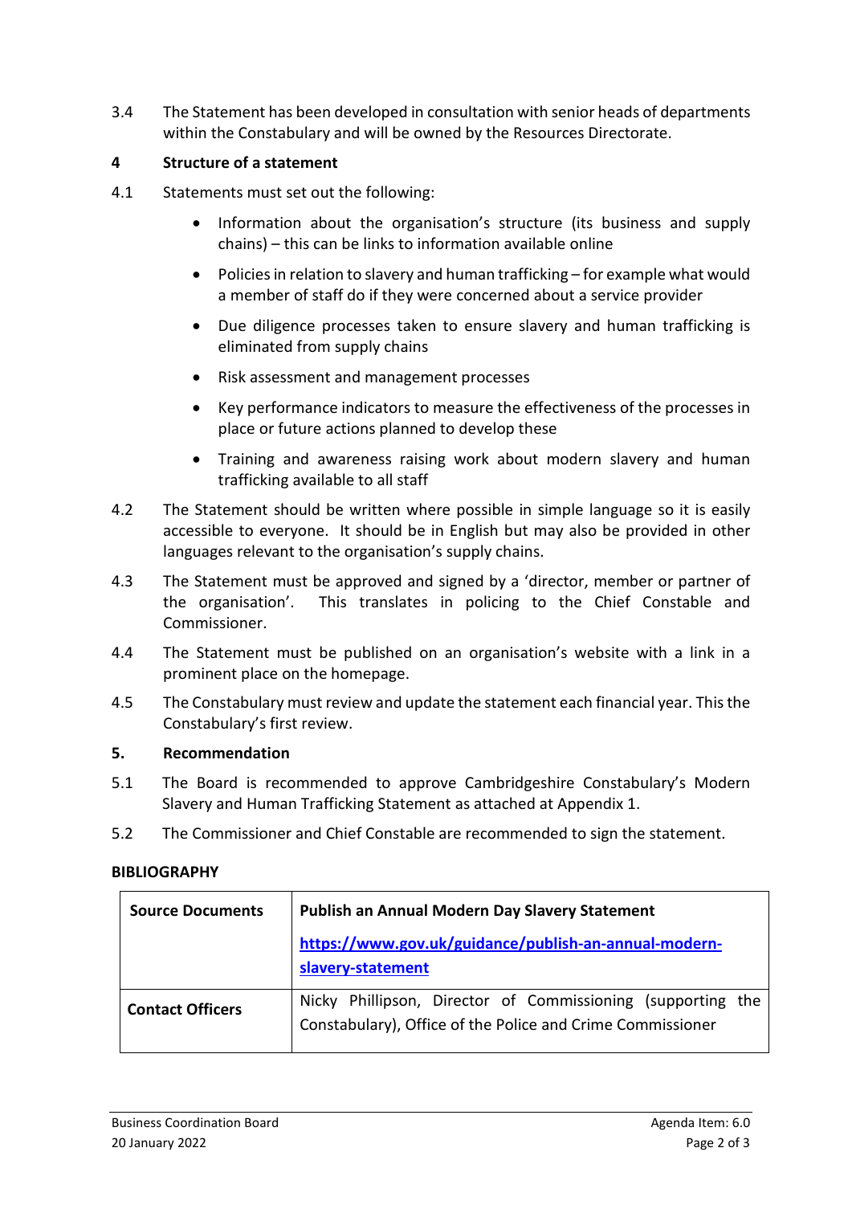3.4 The Statement has been developed in consultation with senior heads of departments within the Constabulary and will be owned by the Resources Directorate.

## 4 Structure of a statement

4.1 Statements must set out the following:

- Information about the organisation's structure (its business and supply chains) – this can be links to information available online
- Policies in relation to slavery and human trafficking – for example what would a member of staff do if they were concerned about a service provider
- Due diligence processes taken to ensure slavery and human trafficking is eliminated from supply chains
- Risk assessment and management processes
- Key performance indicators to measure the effectiveness of the processes in place or future actions planned to develop these
- Training and awareness raising work about modern slavery and human trafficking available to all staff

4.2 The Statement should be written where possible in simple language so it is easily accessible to everyone. It should be in English but may also be provided in other languages relevant to the organisation's supply chains.

4.3 The Statement must be approved and signed by a 'director, member or partner of the organisation'. This translates in policing to the Chief Constable and Commissioner.

4.4 The Statement must be published on an organisation's website with a link in a prominent place on the homepage.

4.5 The Constabulary must review and update the statement each financial year. This the Constabulary's first review.

## 5. Recommendation

5.1 The Board is recommended to approve Cambridgeshire Constabulary's Modern Slavery and Human Trafficking Statement as attached at Appendix 1.

5.2 The Commissioner and Chief Constable are recommended to sign the statement.

**BIBLIOGRAPHY**

| **Source Documents** | **Publish an Annual Modern Day Slavery Statement**<br>https://www.gov.uk/guidance/publish-an-annual-modern-slavery-statement |
|---|---|
| **Contact Officers** | Nicky Phillipson, Director of Commissioning (supporting the Constabulary), Office of the Police and Crime Commissioner |